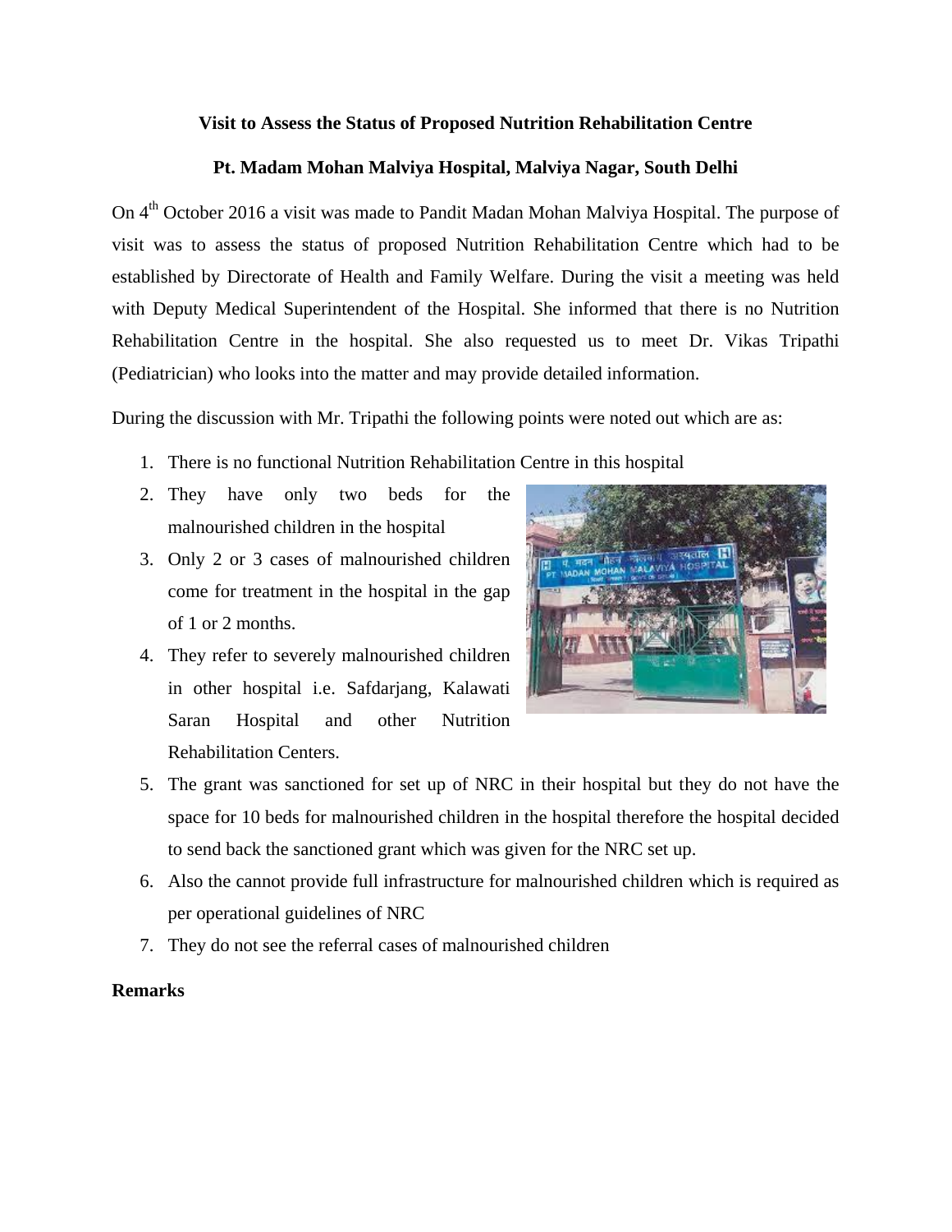**Visit to Assess the Status of Proposed Nutrition Rehabilitation Centre**

**Pt. Madam Mohan Malviya Hospital, Malviya Nagar, South Delhi**

On 4th October 2016 a visit was made to Pandit Madan Mohan Malviya Hospital. The purpose of visit was to assess the status of proposed Nutrition Rehabilitation Centre which had to be established by Directorate of Health and Family Welfare. During the visit a meeting was held with Deputy Medical Superintendent of the Hospital. She informed that there is no Nutrition Rehabilitation Centre in the hospital. She also requested us to meet Dr. Vikas Tripathi (Pediatrician) who looks into the matter and may provide detailed information.

During the discussion with Mr. Tripathi the following points were noted out which are as:

1. There is no functional Nutrition Rehabilitation Centre in this hospital
2. They have only two beds for the malnourished children in the hospital
3. Only 2 or 3 cases of malnourished children come for treatment in the hospital in the gap of 1 or 2 months.
4. They refer to severely malnourished children in other hospital i.e. Safdarjang, Kalawati Saran Hospital and other Nutrition Rehabilitation Centers.
5. The grant was sanctioned for set up of NRC in their hospital but they do not have the space for 10 beds for malnourished children in the hospital therefore the hospital decided to send back the sanctioned grant which was given for the NRC set up.
6. Also the cannot provide full infrastructure for malnourished children which is required as per operational guidelines of NRC
7. They do not see the referral cases of malnourished children

**Remarks**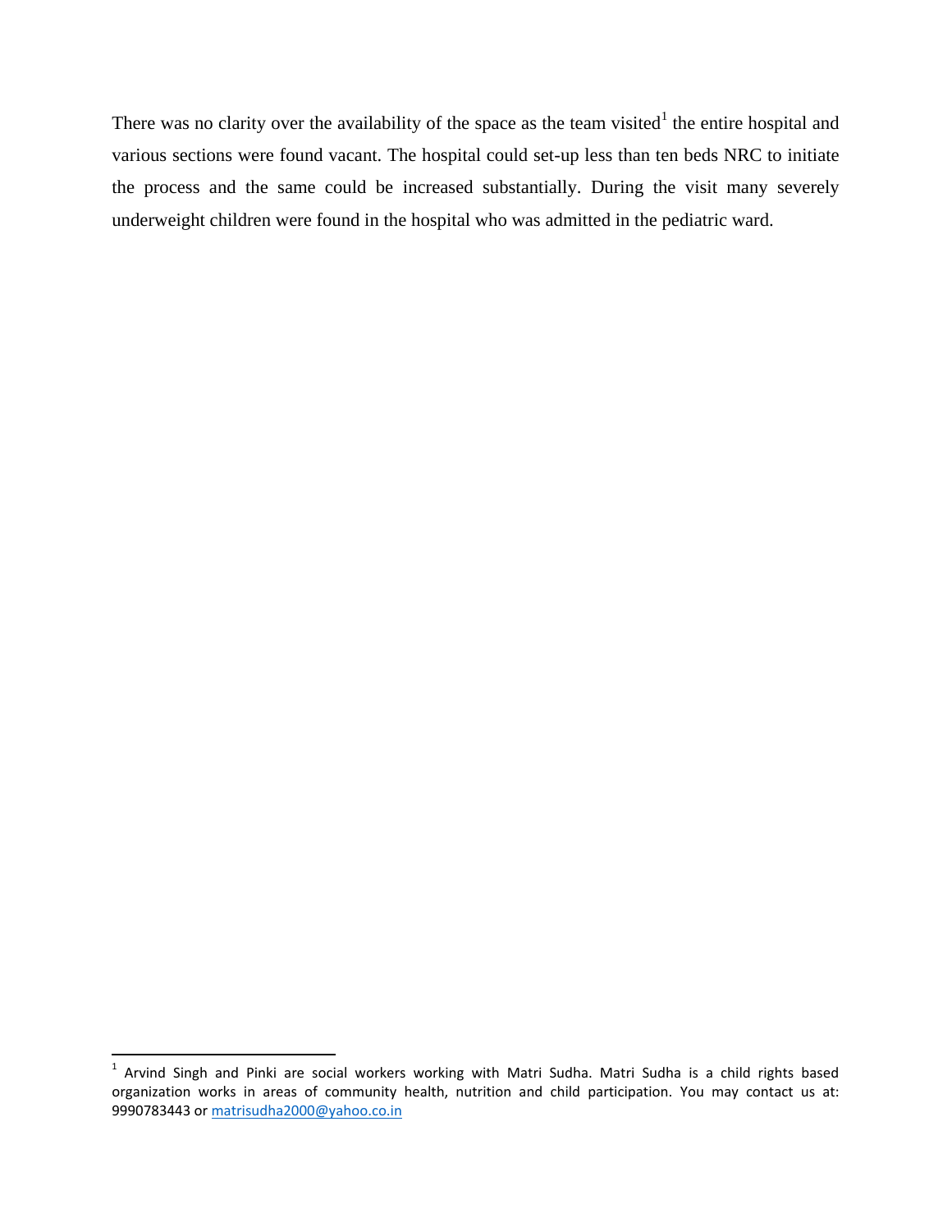There was no clarity over the availability of the space as the team visited[1] the entire hospital and various sections were found vacant. The hospital could set-up less than ten beds NRC to initiate the process and the same could be increased substantially. During the visit many severely underweight children were found in the hospital who was admitted in the pediatric ward.

[1] Arvind Singh and Pinki are social workers working with Matri Sudha. Matri Sudha is a child rights based organization works in areas of community health, nutrition and child participation. You may contact us at: 9990783443 or matrisudha2000@yahoo.co.in